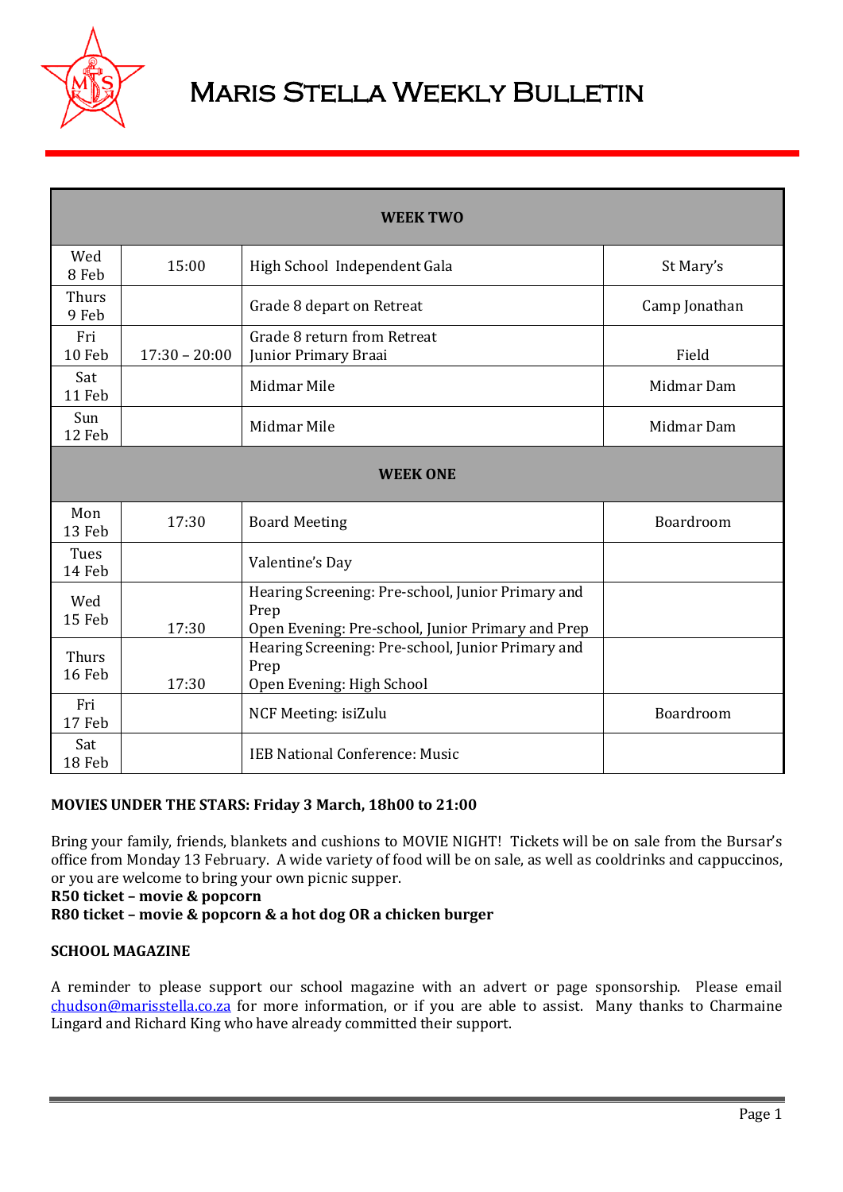# Maris Stella Weekly Bulletin

| WEEK TWO | | | |
|---|---|---|---|
| Wed 8 Feb | 15:00 | High School Independent Gala | St Mary's |
| Thurs 9 Feb | | Grade 8 depart on Retreat | Camp Jonathan |
| Fri 10 Feb | 17:30 – 20:00 | Grade 8 return from Retreat<br>Junior Primary Braai | Field |
| Sat 11 Feb | | Midmar Mile | Midmar Dam |
| Sun 12 Feb | | Midmar Mile | Midmar Dam |
| **WEEK ONE** | | | |
| Mon 13 Feb | 17:30 | Board Meeting | Boardroom |
| Tues 14 Feb | | Valentine's Day | |
| Wed 15 Feb | 17:30 | Hearing Screening: Pre-school, Junior Primary and Prep<br>Open Evening: Pre-school, Junior Primary and Prep | |
| Thurs 16 Feb | 17:30 | Hearing Screening: Pre-school, Junior Primary and Prep<br>Open Evening: High School | |
| Fri 17 Feb | | NCF Meeting: isiZulu | Boardroom |
| Sat 18 Feb | | IEB National Conference: Music | |

**MOVIES UNDER THE STARS: Friday 3 March, 18h00 to 21:00**

Bring your family, friends, blankets and cushions to MOVIE NIGHT! Tickets will be on sale from the Bursar's office from Monday 13 February. A wide variety of food will be on sale, as well as cooldrinks and cappuccinos, or you are welcome to bring your own picnic supper.

**R50 ticket – movie & popcorn**
**R80 ticket – movie & popcorn & a hot dog OR a chicken burger**

**SCHOOL MAGAZINE**

A reminder to please support our school magazine with an advert or page sponsorship. Please email chudson@marisstella.co.za for more information, or if you are able to assist. Many thanks to Charmaine Lingard and Richard King who have already committed their support.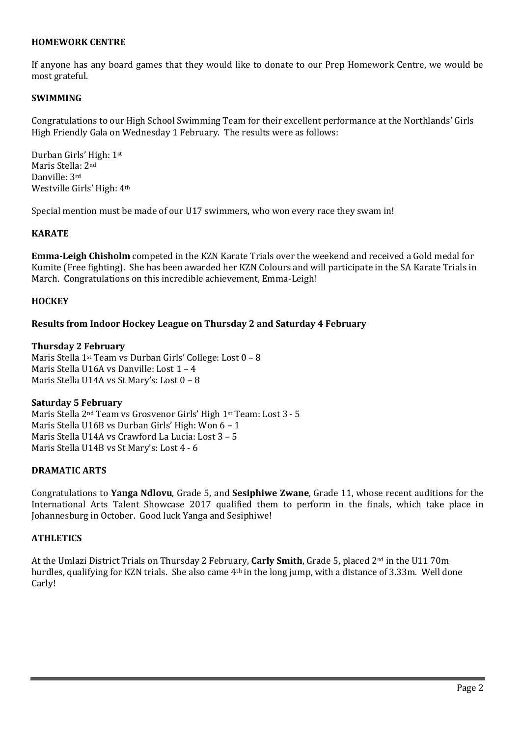## HOMEWORK CENTRE

If anyone has any board games that they would like to donate to our Prep Homework Centre, we would be most grateful.

## SWIMMING

Congratulations to our High School Swimming Team for their excellent performance at the Northlands' Girls High Friendly Gala on Wednesday 1 February. The results were as follows:

Durban Girls' High: 1st
Maris Stella: 2nd
Danville: 3rd
Westville Girls' High: 4th

Special mention must be made of our U17 swimmers, who won every race they swam in!

## KARATE

**Emma-Leigh Chisholm** competed in the KZN Karate Trials over the weekend and received a Gold medal for Kumite (Free fighting). She has been awarded her KZN Colours and will participate in the SA Karate Trials in March. Congratulations on this incredible achievement, Emma-Leigh!

## HOCKEY

### Results from Indoor Hockey League on Thursday 2 and Saturday 4 February

**Thursday 2 February**
Maris Stella 1st Team vs Durban Girls' College: Lost 0 – 8
Maris Stella U16A vs Danville: Lost 1 – 4
Maris Stella U14A vs St Mary's: Lost 0 – 8

**Saturday 5 February**
Maris Stella 2nd Team vs Grosvenor Girls' High 1st Team: Lost 3 - 5
Maris Stella U16B vs Durban Girls' High: Won 6 – 1
Maris Stella U14A vs Crawford La Lucia: Lost 3 – 5
Maris Stella U14B vs St Mary's: Lost 4 - 6

## DRAMATIC ARTS

Congratulations to **Yanga Ndlovu**, Grade 5, and **Sesiphiwe Zwane**, Grade 11, whose recent auditions for the International Arts Talent Showcase 2017 qualified them to perform in the finals, which take place in Johannesburg in October. Good luck Yanga and Sesiphiwe!

## ATHLETICS

At the Umlazi District Trials on Thursday 2 February, **Carly Smith**, Grade 5, placed 2nd in the U11 70m hurdles, qualifying for KZN trials. She also came 4th in the long jump, with a distance of 3.33m. Well done Carly!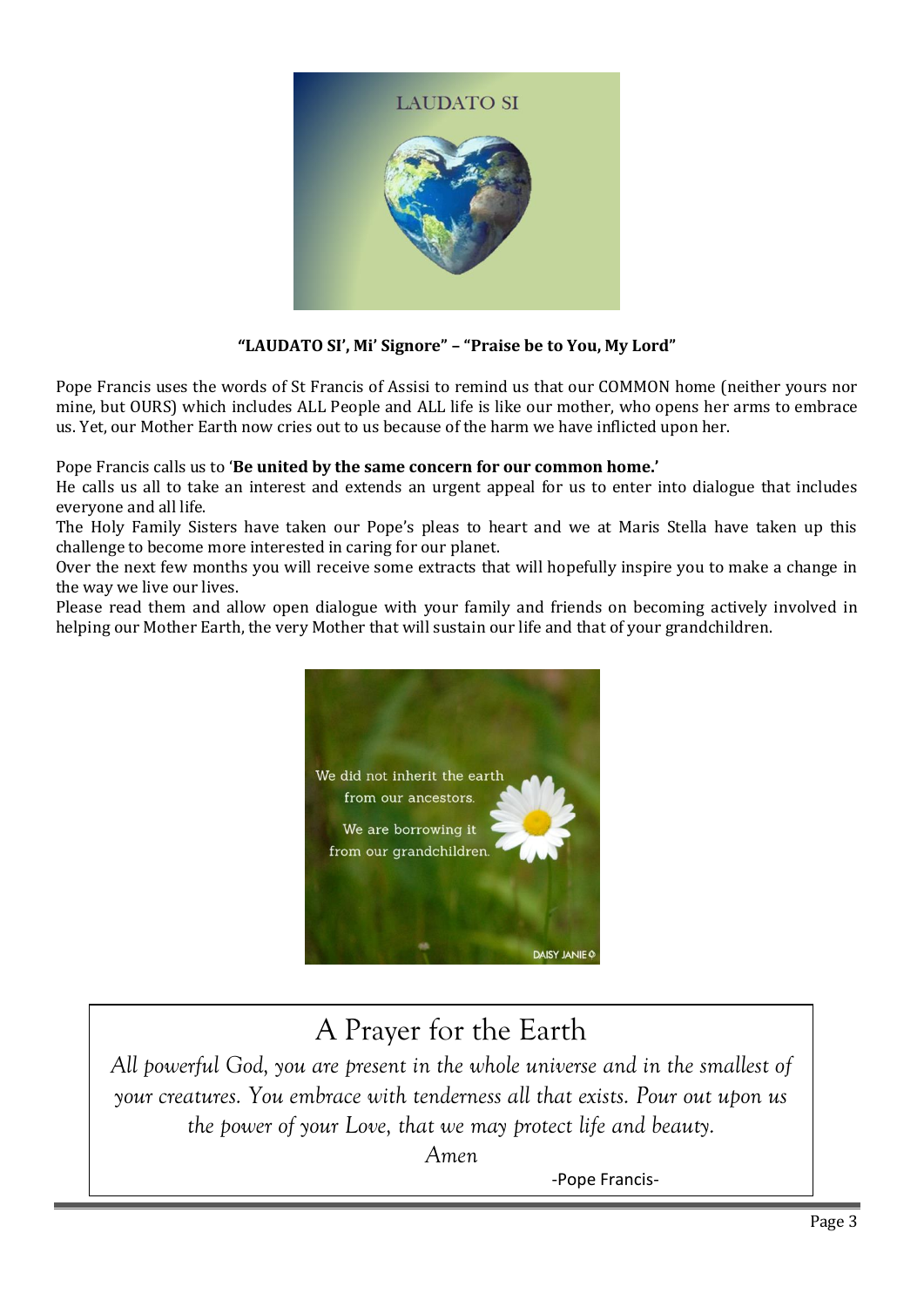**"LAUDATO SI', Mi' Signore" – "Praise be to You, My Lord"**

Pope Francis uses the words of St Francis of Assisi to remind us that our COMMON home (neither yours nor mine, but OURS) which includes ALL People and ALL life is like our mother, who opens her arms to embrace us. Yet, our Mother Earth now cries out to us because of the harm we have inflicted upon her.

Pope Francis calls us to '**Be united by the same concern for our common home.'**

He calls us all to take an interest and extends an urgent appeal for us to enter into dialogue that includes everyone and all life.

The Holy Family Sisters have taken our Pope's pleas to heart and we at Maris Stella have taken up this challenge to become more interested in caring for our planet.

Over the next few months you will receive some extracts that will hopefully inspire you to make a change in the way we live our lives.

Please read them and allow open dialogue with your family and friends on becoming actively involved in helping our Mother Earth, the very Mother that will sustain our life and that of your grandchildren.

## A Prayer for the Earth

*All powerful God, you are present in the whole universe and in the smallest of your creatures. You embrace with tenderness all that exists. Pour out upon us the power of your Love, that we may protect life and beauty.*

*Amen*

-Pope Francis-